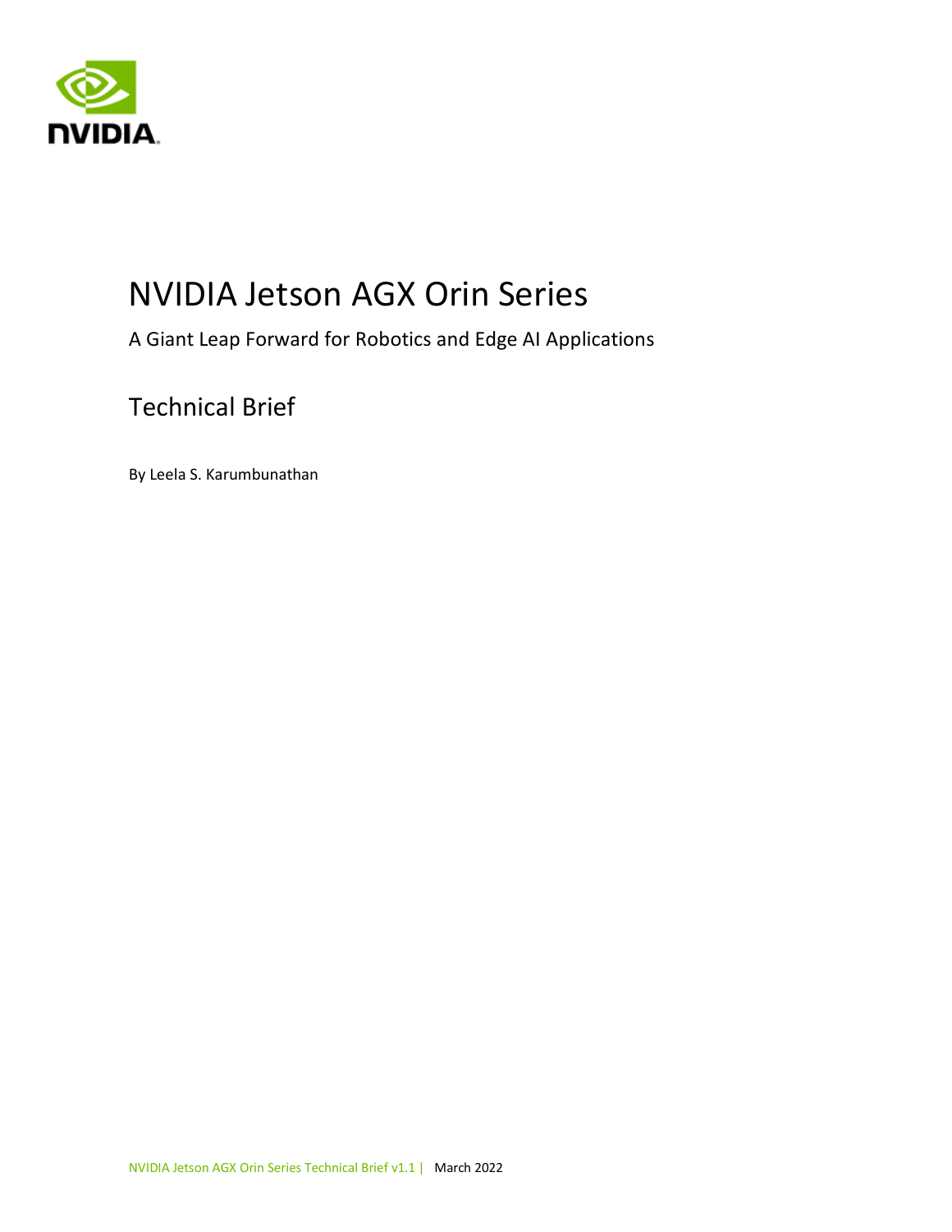# NVIDIA Jetson AGX Orin Series

A Giant Leap Forward for Robotics and Edge AI Applications

## Technical Brief

By Leela S. Karumbunathan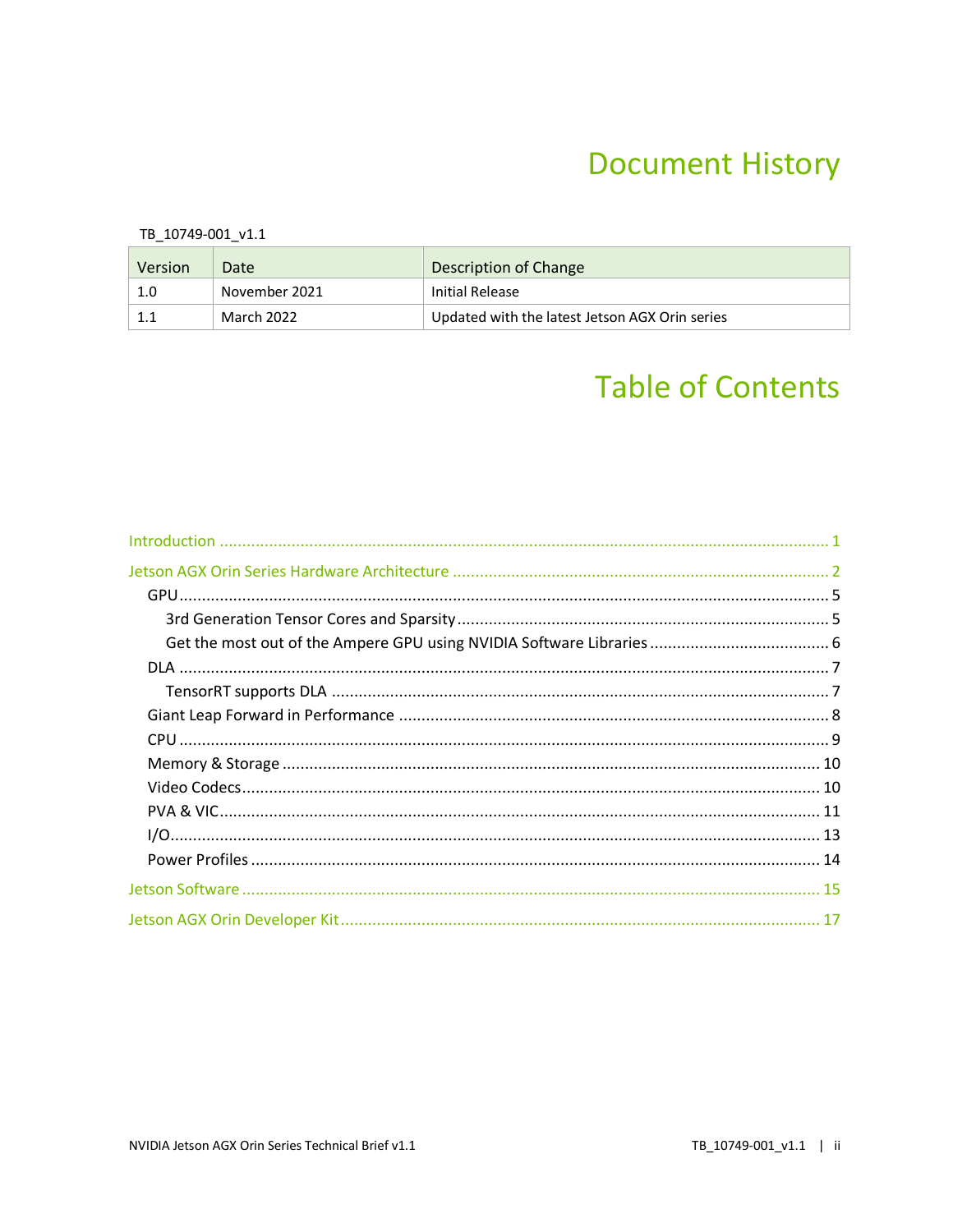# Document History

TB_10749-001_v1.1

| Version | Date | Description of Change |
|---|---|---|
| 1.0 | November 2021 | Initial Release |
| 1.1 | March 2022 | Updated with the latest Jetson AGX Orin series |

# Table of Contents

- Introduction ..... 1
- Jetson AGX Orin Series Hardware Architecture ..... 2
  - GPU ..... 5
    - 3rd Generation Tensor Cores and Sparsity ..... 5
    - Get the most out of the Ampere GPU using NVIDIA Software Libraries ..... 6
  - DLA ..... 7
    - TensorRT supports DLA ..... 7
  - Giant Leap Forward in Performance ..... 8
  - CPU ..... 9
  - Memory & Storage ..... 10
  - Video Codecs ..... 10
  - PVA & VIC ..... 11
  - I/O ..... 13
  - Power Profiles ..... 14
- Jetson Software ..... 15
- Jetson AGX Orin Developer Kit ..... 17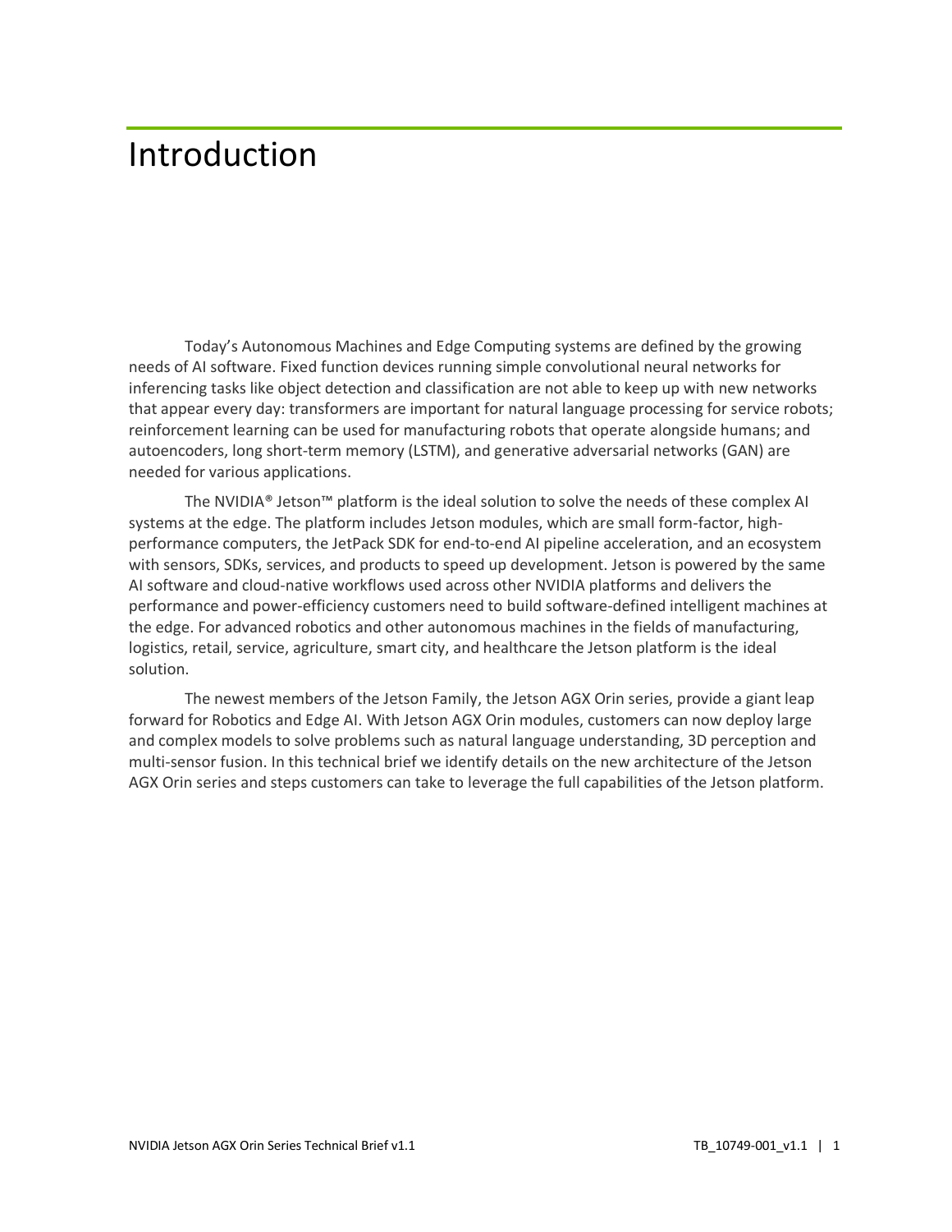# Introduction

Today's Autonomous Machines and Edge Computing systems are defined by the growing needs of AI software. Fixed function devices running simple convolutional neural networks for inferencing tasks like object detection and classification are not able to keep up with new networks that appear every day: transformers are important for natural language processing for service robots; reinforcement learning can be used for manufacturing robots that operate alongside humans; and autoencoders, long short-term memory (LSTM), and generative adversarial networks (GAN) are needed for various applications.

The NVIDIA® Jetson™ platform is the ideal solution to solve the needs of these complex AI systems at the edge. The platform includes Jetson modules, which are small form-factor, high-performance computers, the JetPack SDK for end-to-end AI pipeline acceleration, and an ecosystem with sensors, SDKs, services, and products to speed up development. Jetson is powered by the same AI software and cloud-native workflows used across other NVIDIA platforms and delivers the performance and power-efficiency customers need to build software-defined intelligent machines at the edge. For advanced robotics and other autonomous machines in the fields of manufacturing, logistics, retail, service, agriculture, smart city, and healthcare the Jetson platform is the ideal solution.

The newest members of the Jetson Family, the Jetson AGX Orin series, provide a giant leap forward for Robotics and Edge AI. With Jetson AGX Orin modules, customers can now deploy large and complex models to solve problems such as natural language understanding, 3D perception and multi-sensor fusion. In this technical brief we identify details on the new architecture of the Jetson AGX Orin series and steps customers can take to leverage the full capabilities of the Jetson platform.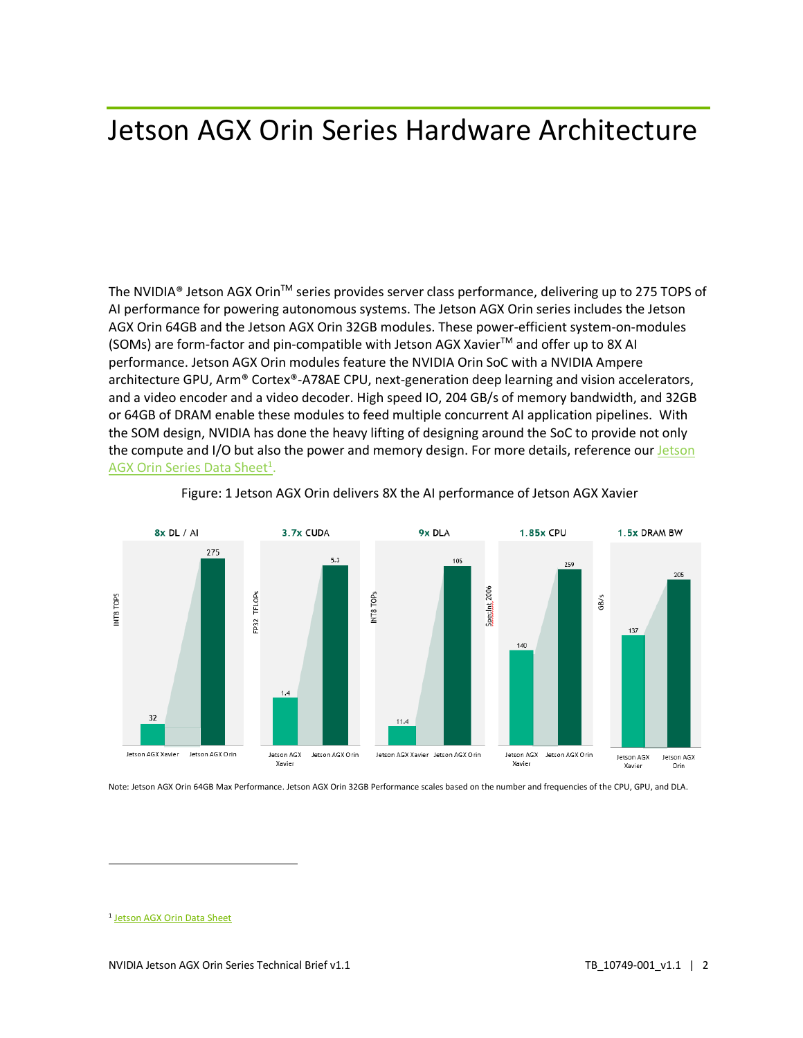# Jetson AGX Orin Series Hardware Architecture

The NVIDIA® Jetson AGX Orin™ series provides server class performance, delivering up to 275 TOPS of AI performance for powering autonomous systems. The Jetson AGX Orin series includes the Jetson AGX Orin 64GB and the Jetson AGX Orin 32GB modules. These power-efficient system-on-modules (SOMs) are form-factor and pin-compatible with Jetson AGX Xavier™ and offer up to 8X AI performance. Jetson AGX Orin modules feature the NVIDIA Orin SoC with a NVIDIA Ampere architecture GPU, Arm® Cortex®-A78AE CPU, next-generation deep learning and vision accelerators, and a video encoder and a video decoder. High speed IO, 204 GB/s of memory bandwidth, and 32GB or 64GB of DRAM enable these modules to feed multiple concurrent AI application pipelines. With the SOM design, NVIDIA has done the heavy lifting of designing around the SoC to provide not only the compute and I/O but also the power and memory design. For more details, reference our [Jetson AGX Orin Series Data Sheet][1].

Figure: 1 Jetson AGX Orin delivers 8X the AI performance of Jetson AGX Xavier

| Metric | Jetson AGX Xavier | Jetson AGX Orin |
|---|---|---|
| 8x DL / AI (INT8 TOPS) | 32 | 275 |
| 3.7x CUDA (FP32 TFLOPs) | 1.4 | 5.3 |
| 9x DLA (INT8 TOPs) | 11.4 | 105 |
| 1.85x CPU (SpecInt 2006) | 140 | 259 |
| 1.5x DRAM BW (GB/s) | 137 | 205 |

Note: Jetson AGX Orin 64GB Max Performance. Jetson AGX Orin 32GB Performance scales based on the number and frequencies of the CPU, GPU, and DLA.

[1] Jetson AGX Orin Data Sheet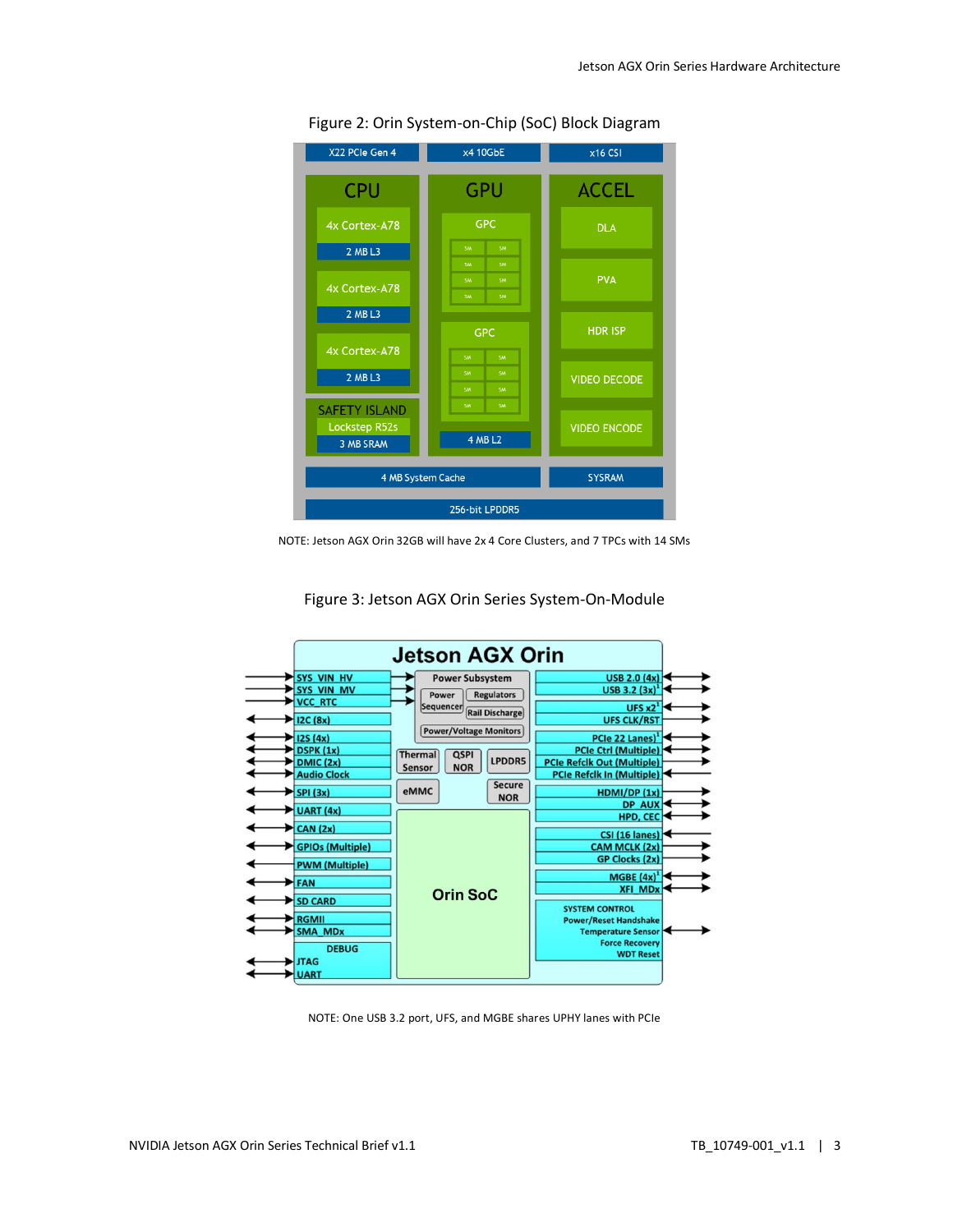Figure 2: Orin System-on-Chip (SoC) Block Diagram

NOTE: Jetson AGX Orin 32GB will have 2x 4 Core Clusters, and 7 TPCs with 14 SMs

Figure 3: Jetson AGX Orin Series System-On-Module

NOTE: One USB 3.2 port, UFS, and MGBE shares UPHY lanes with PCIe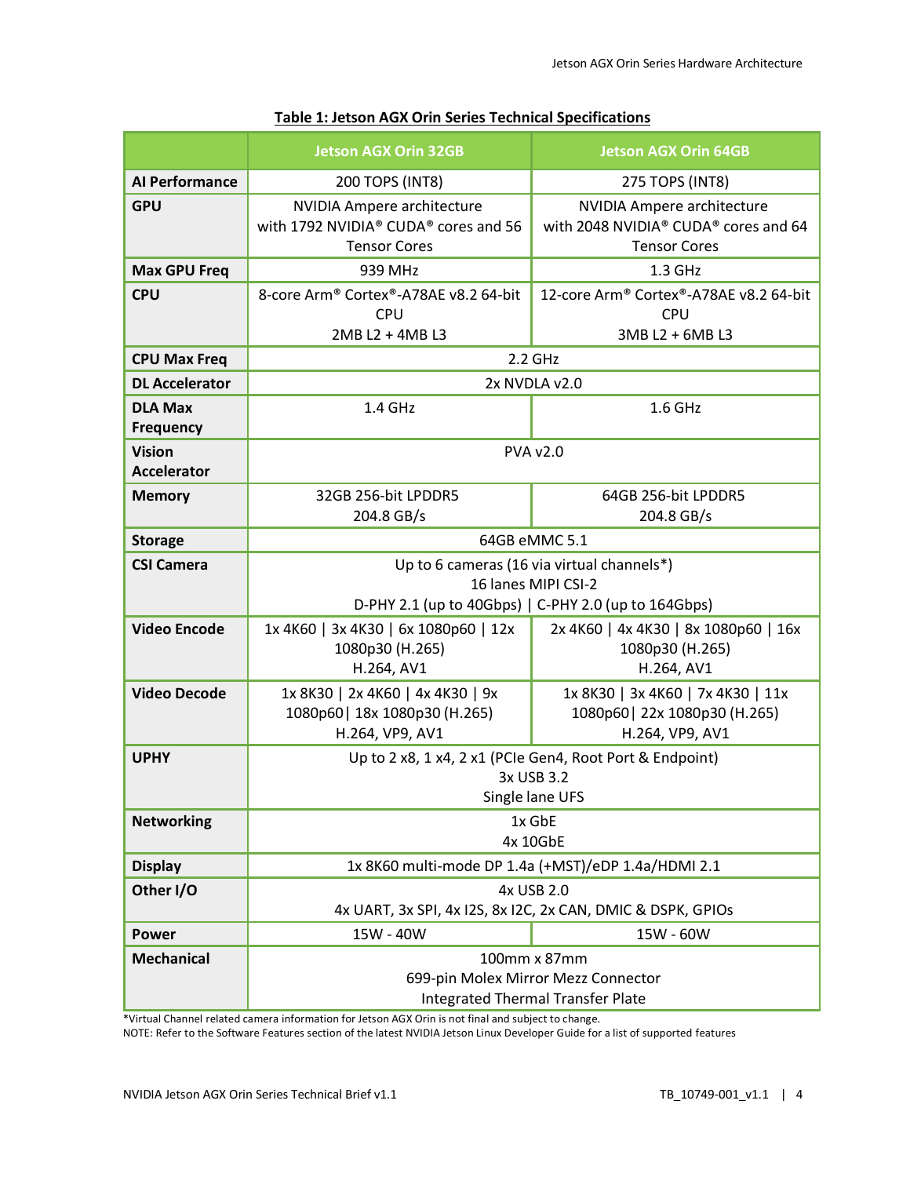**Table 1: Jetson AGX Orin Series Technical Specifications**

| | Jetson AGX Orin 32GB | Jetson AGX Orin 64GB |
|---|---|---|
| **AI Performance** | 200 TOPS (INT8) | 275 TOPS (INT8) |
| **GPU** | NVIDIA Ampere architecture with 1792 NVIDIA® CUDA® cores and 56 Tensor Cores | NVIDIA Ampere architecture with 2048 NVIDIA® CUDA® cores and 64 Tensor Cores |
| **Max GPU Freq** | 939 MHz | 1.3 GHz |
| **CPU** | 8-core Arm® Cortex®-A78AE v8.2 64-bit CPU<br>2MB L2 + 4MB L3 | 12-core Arm® Cortex®-A78AE v8.2 64-bit CPU<br>3MB L2 + 6MB L3 |
| **CPU Max Freq** | 2.2 GHz | |
| **DL Accelerator** | 2x NVDLA v2.0 | |
| **DLA Max Frequency** | 1.4 GHz | 1.6 GHz |
| **Vision Accelerator** | PVA v2.0 | |
| **Memory** | 32GB 256-bit LPDDR5<br>204.8 GB/s | 64GB 256-bit LPDDR5<br>204.8 GB/s |
| **Storage** | 64GB eMMC 5.1 | |
| **CSI Camera** | Up to 6 cameras (16 via virtual channels*)<br>16 lanes MIPI CSI-2<br>D-PHY 2.1 (up to 40Gbps) \| C-PHY 2.0 (up to 164Gbps) | |
| **Video Encode** | 1x 4K60 \| 3x 4K30 \| 6x 1080p60 \| 12x 1080p30 (H.265)<br>H.264, AV1 | 2x 4K60 \| 4x 4K30 \| 8x 1080p60 \| 16x 1080p30 (H.265)<br>H.264, AV1 |
| **Video Decode** | 1x 8K30 \| 2x 4K60 \| 4x 4K30 \| 9x 1080p60\| 18x 1080p30 (H.265)<br>H.264, VP9, AV1 | 1x 8K30 \| 3x 4K60 \| 7x 4K30 \| 11x 1080p60\| 22x 1080p30 (H.265)<br>H.264, VP9, AV1 |
| **UPHY** | Up to 2 x8, 1 x4, 2 x1 (PCIe Gen4, Root Port & Endpoint)<br>3x USB 3.2<br>Single lane UFS | |
| **Networking** | 1x GbE<br>4x 10GbE | |
| **Display** | 1x 8K60 multi-mode DP 1.4a (+MST)/eDP 1.4a/HDMI 2.1 | |
| **Other I/O** | 4x USB 2.0<br>4x UART, 3x SPI, 4x I2S, 8x I2C, 2x CAN, DMIC & DSPK, GPIOs | |
| **Power** | 15W - 40W | 15W - 60W |
| **Mechanical** | 100mm x 87mm<br>699-pin Molex Mirror Mezz Connector<br>Integrated Thermal Transfer Plate | |

*Virtual Channel related camera information for Jetson AGX Orin is not final and subject to change.
NOTE: Refer to the Software Features section of the latest NVIDIA Jetson Linux Developer Guide for a list of supported features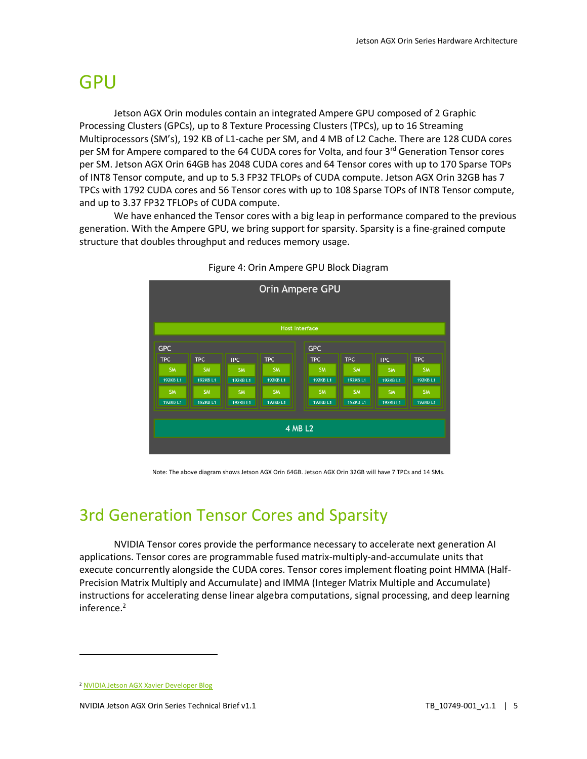# GPU

Jetson AGX Orin modules contain an integrated Ampere GPU composed of 2 Graphic Processing Clusters (GPCs), up to 8 Texture Processing Clusters (TPCs), up to 16 Streaming Multiprocessors (SM's), 192 KB of L1-cache per SM, and 4 MB of L2 Cache. There are 128 CUDA cores per SM for Ampere compared to the 64 CUDA cores for Volta, and four 3rd Generation Tensor cores per SM. Jetson AGX Orin 64GB has 2048 CUDA cores and 64 Tensor cores with up to 170 Sparse TOPs of INT8 Tensor compute, and up to 5.3 FP32 TFLOPs of CUDA compute. Jetson AGX Orin 32GB has 7 TPCs with 1792 CUDA cores and 56 Tensor cores with up to 108 Sparse TOPs of INT8 Tensor compute, and up to 3.37 FP32 TFLOPs of CUDA compute.

We have enhanced the Tensor cores with a big leap in performance compared to the previous generation. With the Ampere GPU, we bring support for sparsity. Sparsity is a fine-grained compute structure that doubles throughput and reduces memory usage.

Figure 4: Orin Ampere GPU Block Diagram

Note: The above diagram shows Jetson AGX Orin 64GB. Jetson AGX Orin 32GB will have 7 TPCs and 14 SMs.

# 3rd Generation Tensor Cores and Sparsity

NVIDIA Tensor cores provide the performance necessary to accelerate next generation AI applications. Tensor cores are programmable fused matrix-multiply-and-accumulate units that execute concurrently alongside the CUDA cores. Tensor cores implement floating point HMMA (Half-Precision Matrix Multiply and Accumulate) and IMMA (Integer Matrix Multiple and Accumulate) instructions for accelerating dense linear algebra computations, signal processing, and deep learning inference.[2]

[2] NVIDIA Jetson AGX Xavier Developer Blog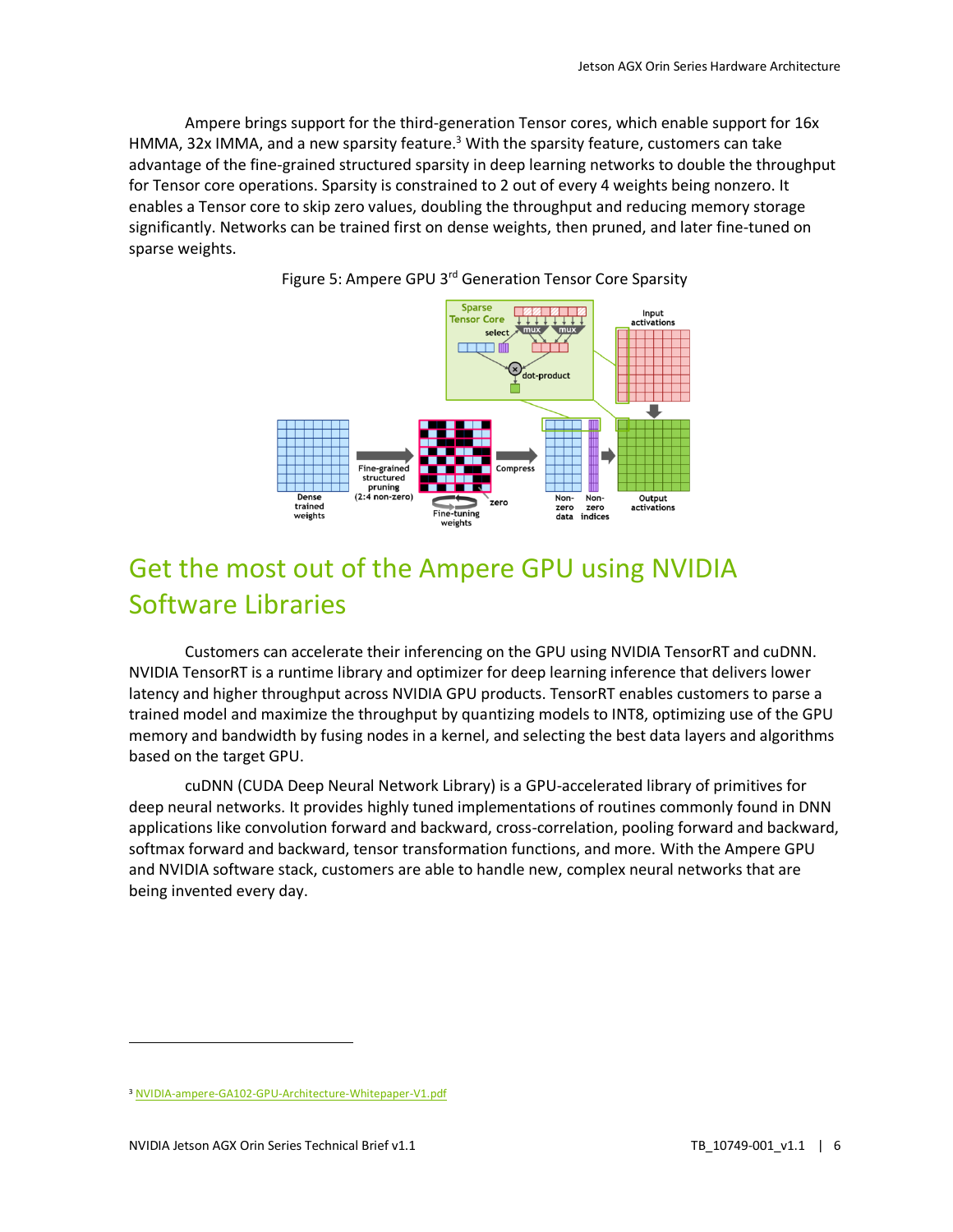Ampere brings support for the third-generation Tensor cores, which enable support for 16x HMMA, 32x IMMA, and a new sparsity feature.[3] With the sparsity feature, customers can take advantage of the fine-grained structured sparsity in deep learning networks to double the throughput for Tensor core operations. Sparsity is constrained to 2 out of every 4 weights being nonzero. It enables a Tensor core to skip zero values, doubling the throughput and reducing memory storage significantly. Networks can be trained first on dense weights, then pruned, and later fine-tuned on sparse weights.

Figure 5: Ampere GPU 3rd Generation Tensor Core Sparsity

## Get the most out of the Ampere GPU using NVIDIA Software Libraries

Customers can accelerate their inferencing on the GPU using NVIDIA TensorRT and cuDNN. NVIDIA TensorRT is a runtime library and optimizer for deep learning inference that delivers lower latency and higher throughput across NVIDIA GPU products. TensorRT enables customers to parse a trained model and maximize the throughput by quantizing models to INT8, optimizing use of the GPU memory and bandwidth by fusing nodes in a kernel, and selecting the best data layers and algorithms based on the target GPU.

cuDNN (CUDA Deep Neural Network Library) is a GPU-accelerated library of primitives for deep neural networks. It provides highly tuned implementations of routines commonly found in DNN applications like convolution forward and backward, cross-correlation, pooling forward and backward, softmax forward and backward, tensor transformation functions, and more. With the Ampere GPU and NVIDIA software stack, customers are able to handle new, complex neural networks that are being invented every day.

[3] NVIDIA-ampere-GA102-GPU-Architecture-Whitepaper-V1.pdf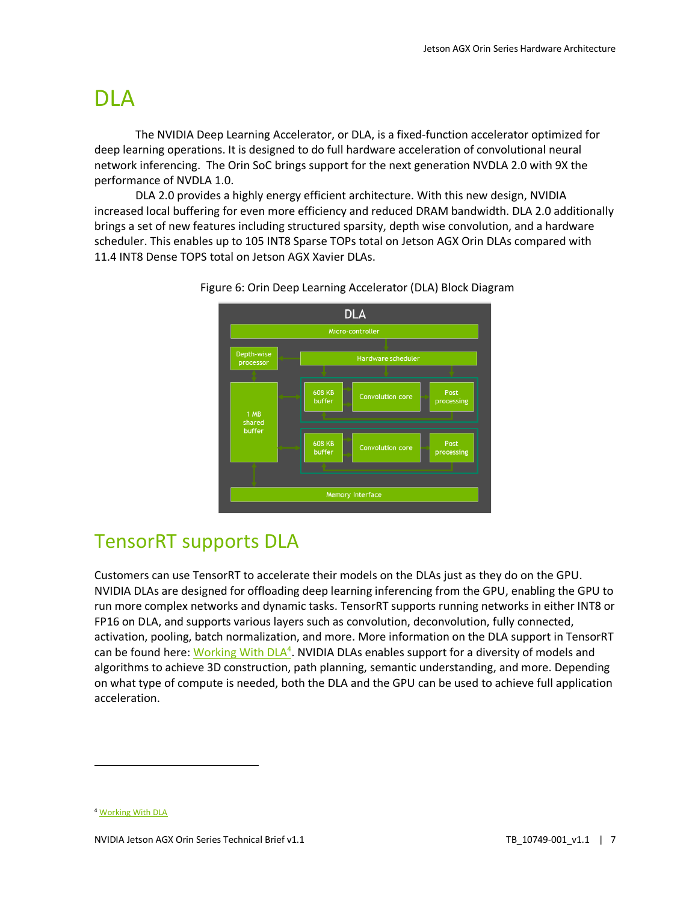# DLA

The NVIDIA Deep Learning Accelerator, or DLA, is a fixed-function accelerator optimized for deep learning operations. It is designed to do full hardware acceleration of convolutional neural network inferencing. The Orin SoC brings support for the next generation NVDLA 2.0 with 9X the performance of NVDLA 1.0.

DLA 2.0 provides a highly energy efficient architecture. With this new design, NVIDIA increased local buffering for even more efficiency and reduced DRAM bandwidth. DLA 2.0 additionally brings a set of new features including structured sparsity, depth wise convolution, and a hardware scheduler. This enables up to 105 INT8 Sparse TOPs total on Jetson AGX Orin DLAs compared with 11.4 INT8 Dense TOPS total on Jetson AGX Xavier DLAs.

Figure 6: Orin Deep Learning Accelerator (DLA) Block Diagram

## TensorRT supports DLA

Customers can use TensorRT to accelerate their models on the DLAs just as they do on the GPU. NVIDIA DLAs are designed for offloading deep learning inferencing from the GPU, enabling the GPU to run more complex networks and dynamic tasks. TensorRT supports running networks in either INT8 or FP16 on DLA, and supports various layers such as convolution, deconvolution, fully connected, activation, pooling, batch normalization, and more. More information on the DLA support in TensorRT can be found here: Working With DLA[4]. NVIDIA DLAs enables support for a diversity of models and algorithms to achieve 3D construction, path planning, semantic understanding, and more. Depending on what type of compute is needed, both the DLA and the GPU can be used to achieve full application acceleration.

[4] Working With DLA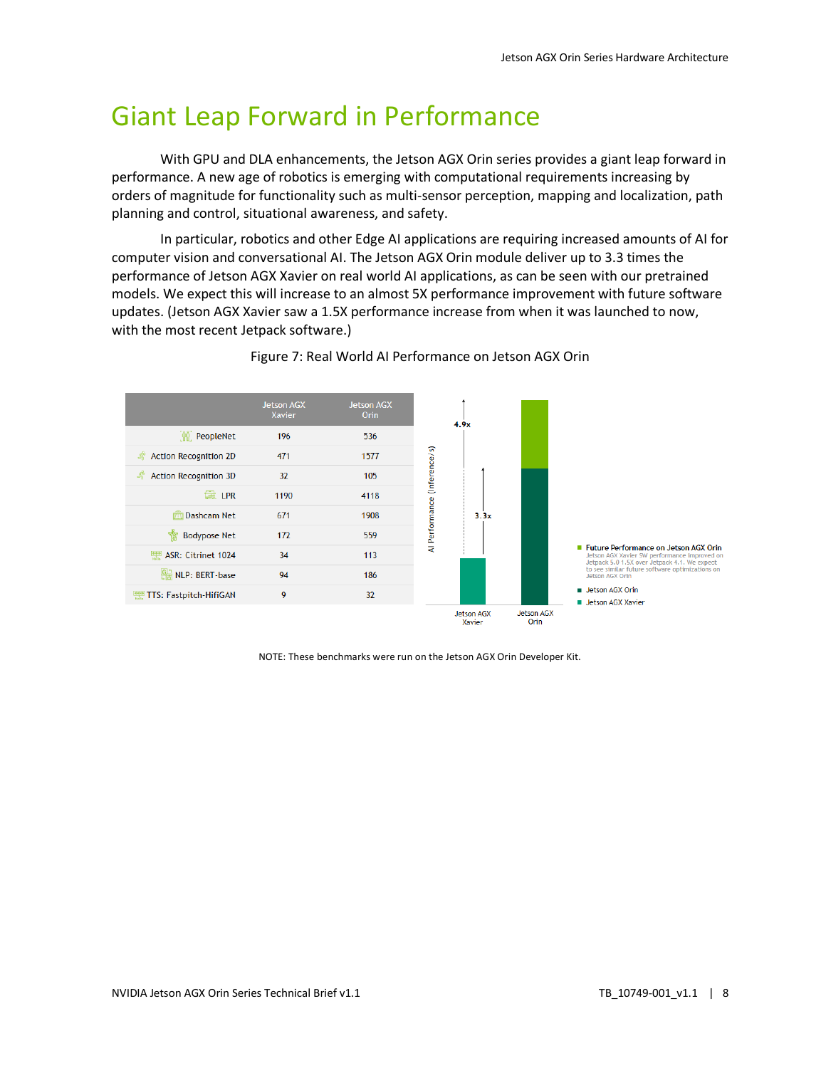# Giant Leap Forward in Performance

With GPU and DLA enhancements, the Jetson AGX Orin series provides a giant leap forward in performance. A new age of robotics is emerging with computational requirements increasing by orders of magnitude for functionality such as multi-sensor perception, mapping and localization, path planning and control, situational awareness, and safety.

In particular, robotics and other Edge AI applications are requiring increased amounts of AI for computer vision and conversational AI. The Jetson AGX Orin module deliver up to 3.3 times the performance of Jetson AGX Xavier on real world AI applications, as can be seen with our pretrained models. We expect this will increase to an almost 5X performance improvement with future software updates. (Jetson AGX Xavier saw a 1.5X performance increase from when it was launched to now, with the most recent Jetpack software.)

Figure 7: Real World AI Performance on Jetson AGX Orin

| | Jetson AGX Xavier | Jetson AGX Orin |
|---|---|---|
| PeopleNet | 196 | 536 |
| Action Recognition 2D | 471 | 1577 |
| Action Recognition 3D | 32 | 105 |
| LPR | 1190 | 4118 |
| Dashcam Net | 671 | 1908 |
| Bodypose Net | 172 | 559 |
| ASR: Citrinet 1024 | 34 | 113 |
| NLP: BERT-base | 94 | 186 |
| TTS: Fastpitch-HifiGAN | 9 | 32 |

AI Performance (Inference/s): Jetson AGX Xavier; Jetson AGX Orin — 3.3x; 4.9x

- Future Performance on Jetson AGX Orin — Jetson AGX Xavier SW performance improved on Jetpack 5.0 1.5X over Jetpack 4.1. We expect to see similar future software optimizations on Jetson AGX Orin
- Jetson AGX Orin
- Jetson AGX Xavier

NOTE: These benchmarks were run on the Jetson AGX Orin Developer Kit.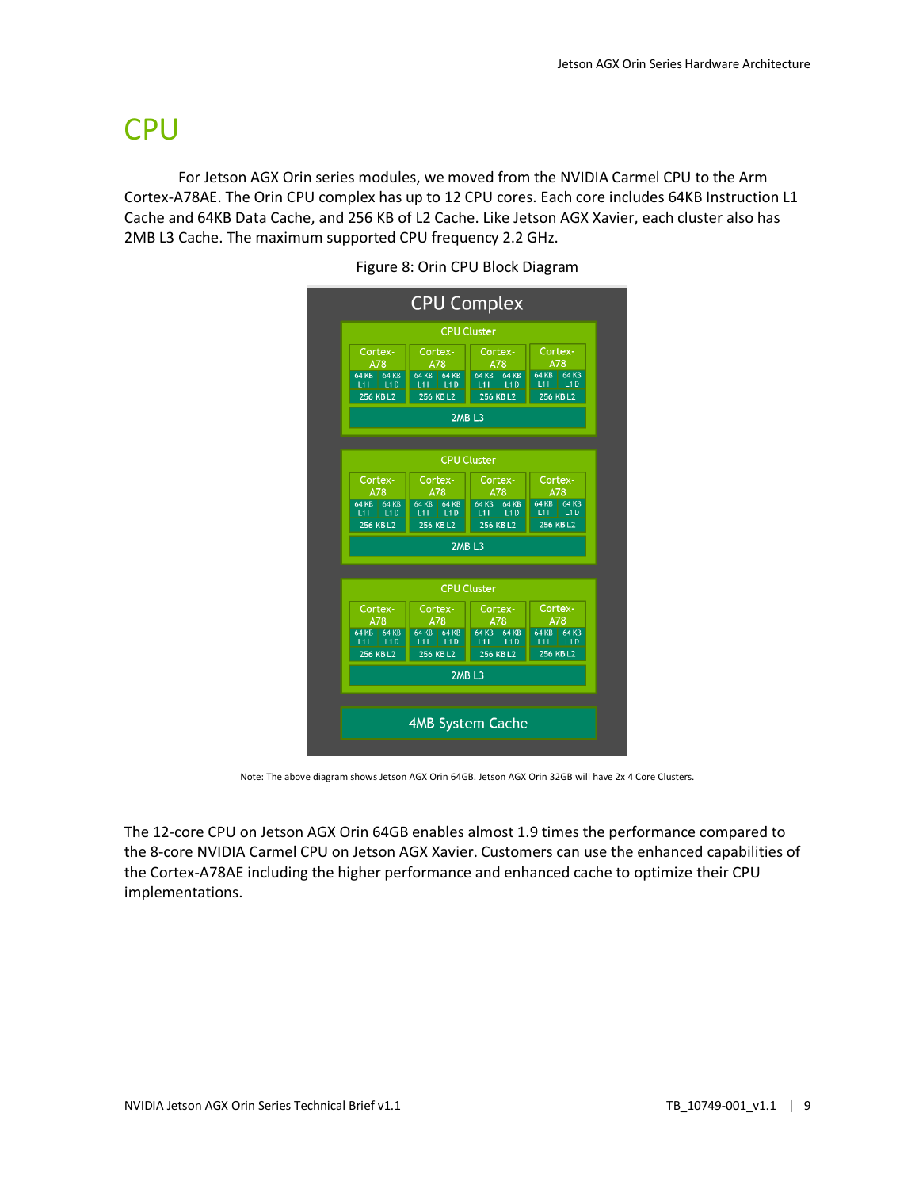# CPU

For Jetson AGX Orin series modules, we moved from the NVIDIA Carmel CPU to the Arm Cortex-A78AE. The Orin CPU complex has up to 12 CPU cores. Each core includes 64KB Instruction L1 Cache and 64KB Data Cache, and 256 KB of L2 Cache. Like Jetson AGX Xavier, each cluster also has 2MB L3 Cache. The maximum supported CPU frequency 2.2 GHz.

Figure 8: Orin CPU Block Diagram

Note: The above diagram shows Jetson AGX Orin 64GB. Jetson AGX Orin 32GB will have 2x 4 Core Clusters.

The 12-core CPU on Jetson AGX Orin 64GB enables almost 1.9 times the performance compared to the 8-core NVIDIA Carmel CPU on Jetson AGX Xavier. Customers can use the enhanced capabilities of the Cortex-A78AE including the higher performance and enhanced cache to optimize their CPU implementations.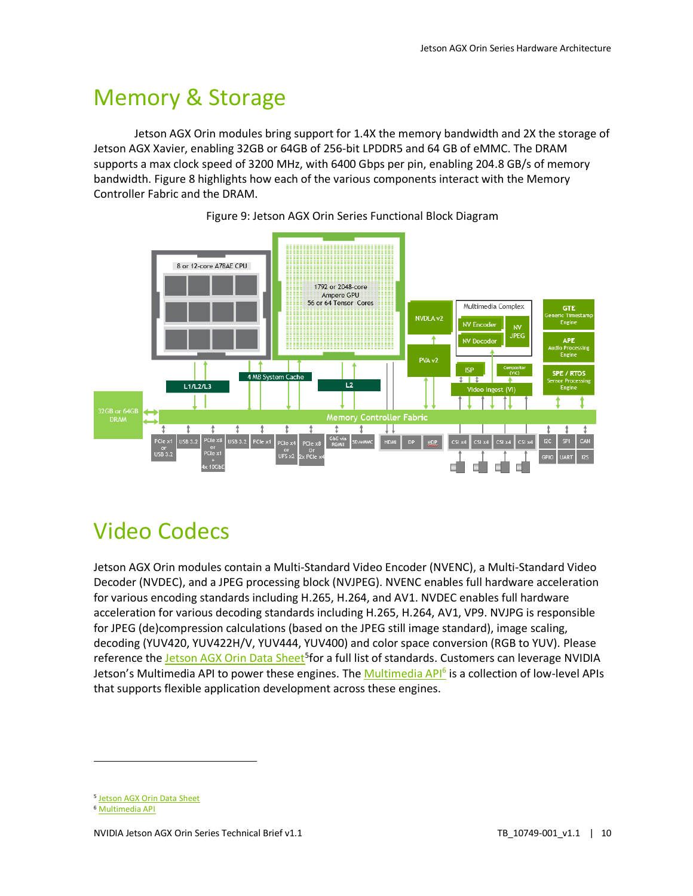# Memory & Storage

Jetson AGX Orin modules bring support for 1.4X the memory bandwidth and 2X the storage of Jetson AGX Xavier, enabling 32GB or 64GB of 256-bit LPDDR5 and 64 GB of eMMC. The DRAM supports a max clock speed of 3200 MHz, with 6400 Gbps per pin, enabling 204.8 GB/s of memory bandwidth. Figure 8 highlights how each of the various components interact with the Memory Controller Fabric and the DRAM.

Figure 9: Jetson AGX Orin Series Functional Block Diagram

# Video Codecs

Jetson AGX Orin modules contain a Multi-Standard Video Encoder (NVENC), a Multi-Standard Video Decoder (NVDEC), and a JPEG processing block (NVJPEG). NVENC enables full hardware acceleration for various encoding standards including H.265, H.264, and AV1. NVDEC enables full hardware acceleration for various decoding standards including H.265, H.264, AV1, VP9. NVJPG is responsible for JPEG (de)compression calculations (based on the JPEG still image standard), image scaling, decoding (YUV420, YUV422H/V, YUV444, YUV400) and color space conversion (RGB to YUV). Please reference the Jetson AGX Orin Data Sheet[5] for a full list of standards. Customers can leverage NVIDIA Jetson's Multimedia API to power these engines. The Multimedia API[6] is a collection of low-level APIs that supports flexible application development across these engines.

---

[5] Jetson AGX Orin Data Sheet

[6] Multimedia API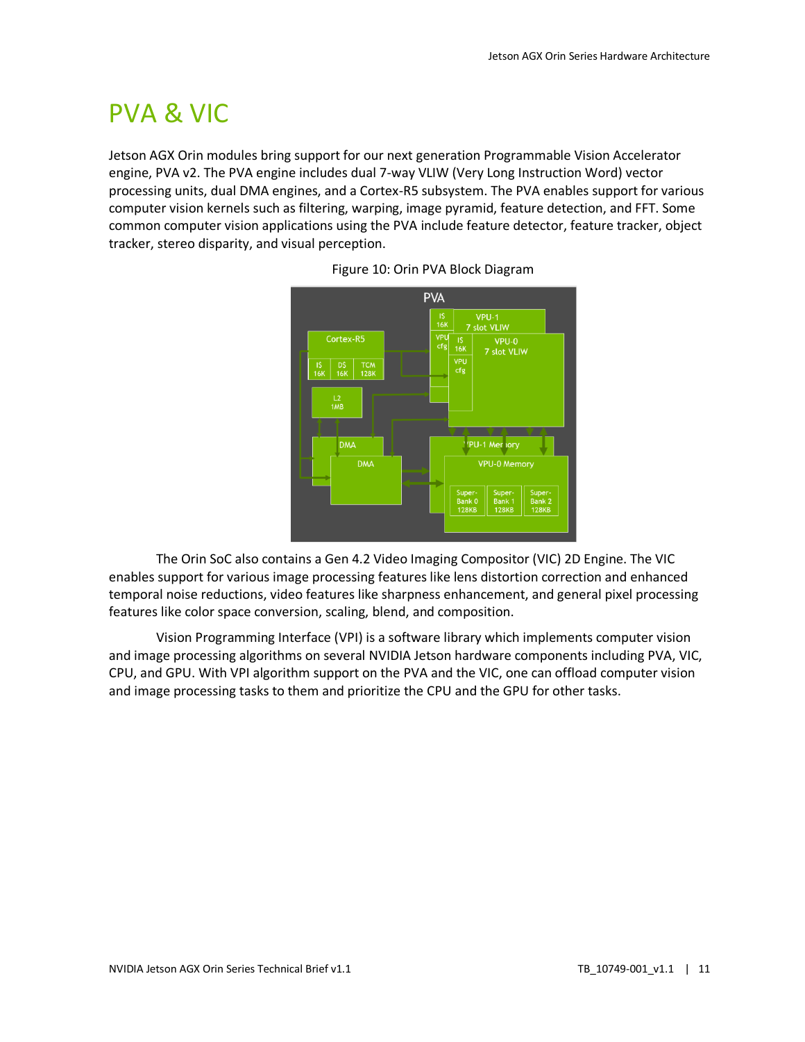# PVA & VIC

Jetson AGX Orin modules bring support for our next generation Programmable Vision Accelerator engine, PVA v2. The PVA engine includes dual 7-way VLIW (Very Long Instruction Word) vector processing units, dual DMA engines, and a Cortex-R5 subsystem. The PVA enables support for various computer vision kernels such as filtering, warping, image pyramid, feature detection, and FFT. Some common computer vision applications using the PVA include feature detector, feature tracker, object tracker, stereo disparity, and visual perception.

Figure 10: Orin PVA Block Diagram

The Orin SoC also contains a Gen 4.2 Video Imaging Compositor (VIC) 2D Engine. The VIC enables support for various image processing features like lens distortion correction and enhanced temporal noise reductions, video features like sharpness enhancement, and general pixel processing features like color space conversion, scaling, blend, and composition.

Vision Programming Interface (VPI) is a software library which implements computer vision and image processing algorithms on several NVIDIA Jetson hardware components including PVA, VIC, CPU, and GPU. With VPI algorithm support on the PVA and the VIC, one can offload computer vision and image processing tasks to them and prioritize the CPU and the GPU for other tasks.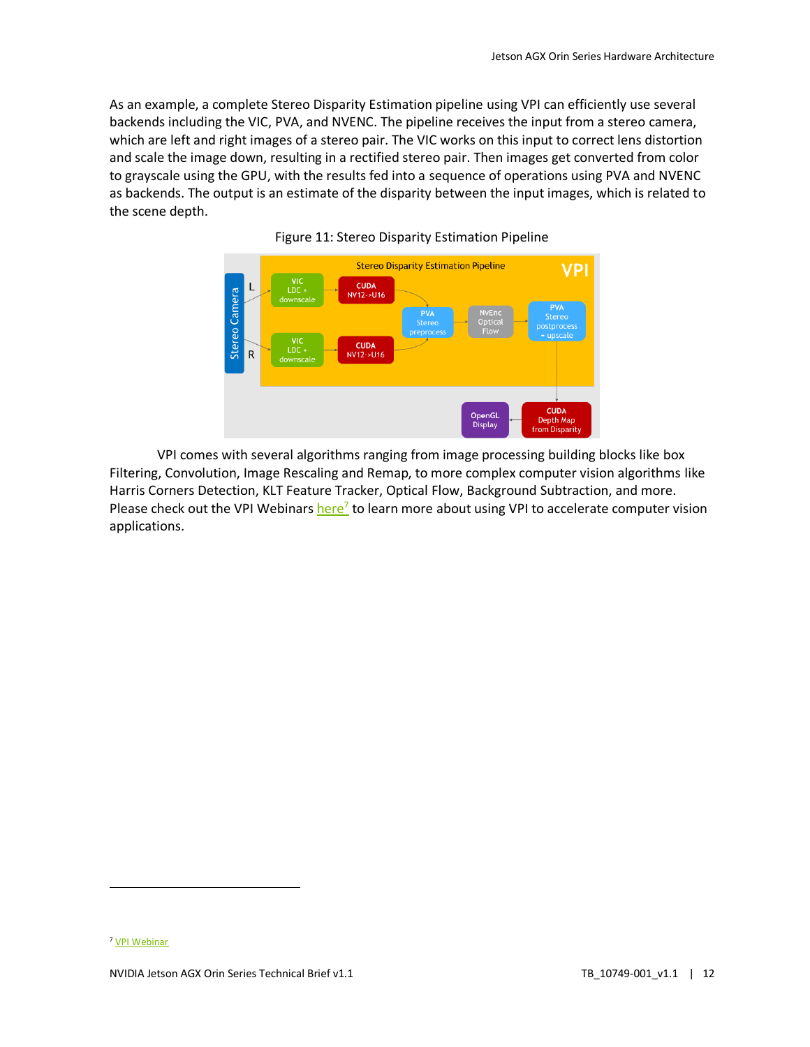As an example, a complete Stereo Disparity Estimation pipeline using VPI can efficiently use several backends including the VIC, PVA, and NVENC. The pipeline receives the input from a stereo camera, which are left and right images of a stereo pair. The VIC works on this input to correct lens distortion and scale the image down, resulting in a rectified stereo pair. Then images get converted from color to grayscale using the GPU, with the results fed into a sequence of operations using PVA and NVENC as backends. The output is an estimate of the disparity between the input images, which is related to the scene depth.

Figure 11: Stereo Disparity Estimation Pipeline

VPI comes with several algorithms ranging from image processing building blocks like box Filtering, Convolution, Image Rescaling and Remap, to more complex computer vision algorithms like Harris Corners Detection, KLT Feature Tracker, Optical Flow, Background Subtraction, and more. Please check out the VPI Webinars here[7] to learn more about using VPI to accelerate computer vision applications.

---

[7] VPI Webinar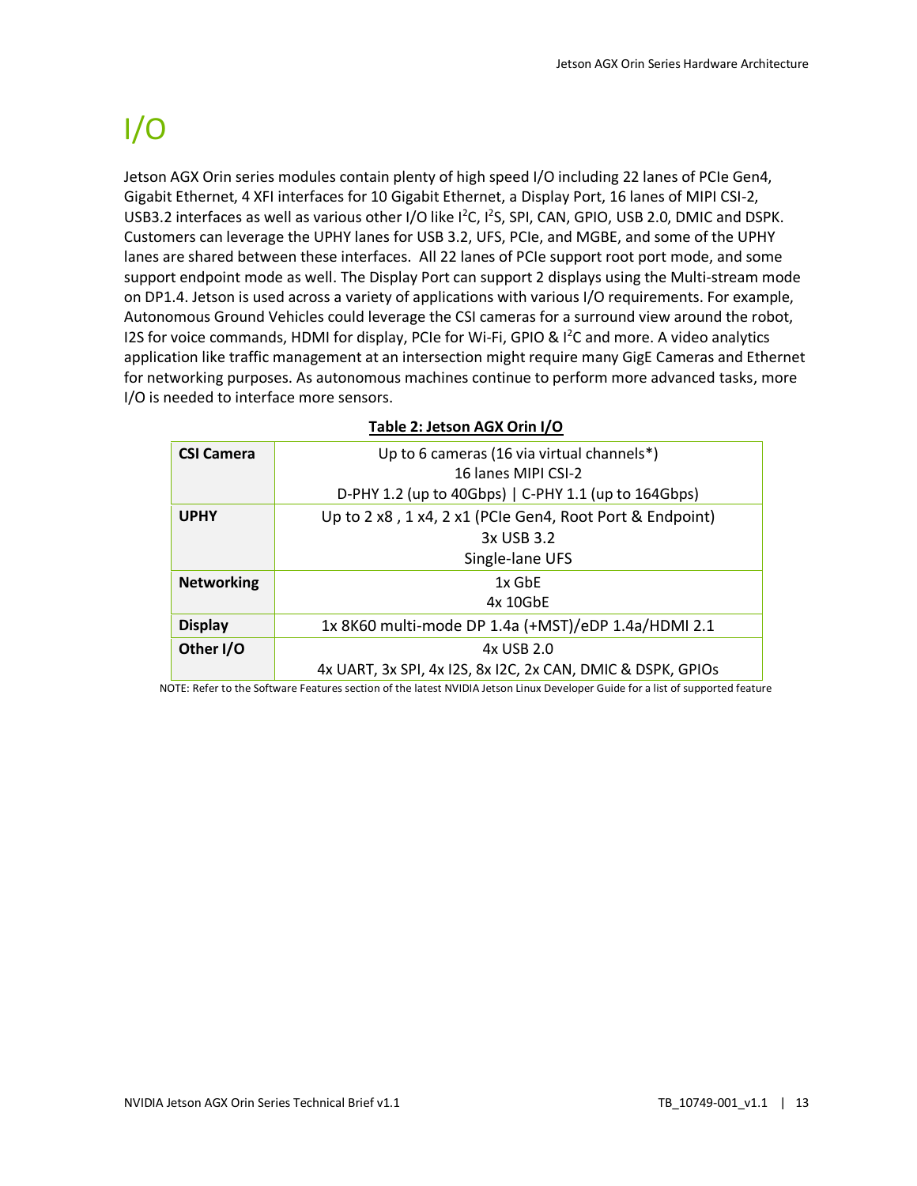# I/O

Jetson AGX Orin series modules contain plenty of high speed I/O including 22 lanes of PCIe Gen4, Gigabit Ethernet, 4 XFI interfaces for 10 Gigabit Ethernet, a Display Port, 16 lanes of MIPI CSI-2, USB3.2 interfaces as well as various other I/O like $I^2C$, $I^2S$, SPI, CAN, GPIO, USB 2.0, DMIC and DSPK. Customers can leverage the UPHY lanes for USB 3.2, UFS, PCIe, and MGBE, and some of the UPHY lanes are shared between these interfaces. All 22 lanes of PCIe support root port mode, and some support endpoint mode as well. The Display Port can support 2 displays using the Multi-stream mode on DP1.4. Jetson is used across a variety of applications with various I/O requirements. For example, Autonomous Ground Vehicles could leverage the CSI cameras for a surround view around the robot, I2S for voice commands, HDMI for display, PCIe for Wi-Fi, GPIO & $I^2C$ and more. A video analytics application like traffic management at an intersection might require many GigE Cameras and Ethernet for networking purposes. As autonomous machines continue to perform more advanced tasks, more I/O is needed to interface more sensors.

**Table 2: Jetson AGX Orin I/O**

| | |
|---|---|
| **CSI Camera** | Up to 6 cameras (16 via virtual channels*)<br>16 lanes MIPI CSI-2<br>D-PHY 1.2 (up to 40Gbps) \| C-PHY 1.1 (up to 164Gbps) |
| **UPHY** | Up to 2 x8 , 1 x4, 2 x1 (PCIe Gen4, Root Port & Endpoint)<br>3x USB 3.2<br>Single-lane UFS |
| **Networking** | 1x GbE<br>4x 10GbE |
| **Display** | 1x 8K60 multi-mode DP 1.4a (+MST)/eDP 1.4a/HDMI 2.1 |
| **Other I/O** | 4x USB 2.0<br>4x UART, 3x SPI, 4x I2S, 8x I2C, 2x CAN, DMIC & DSPK, GPIOs |

NOTE: Refer to the Software Features section of the latest NVIDIA Jetson Linux Developer Guide for a list of supported feature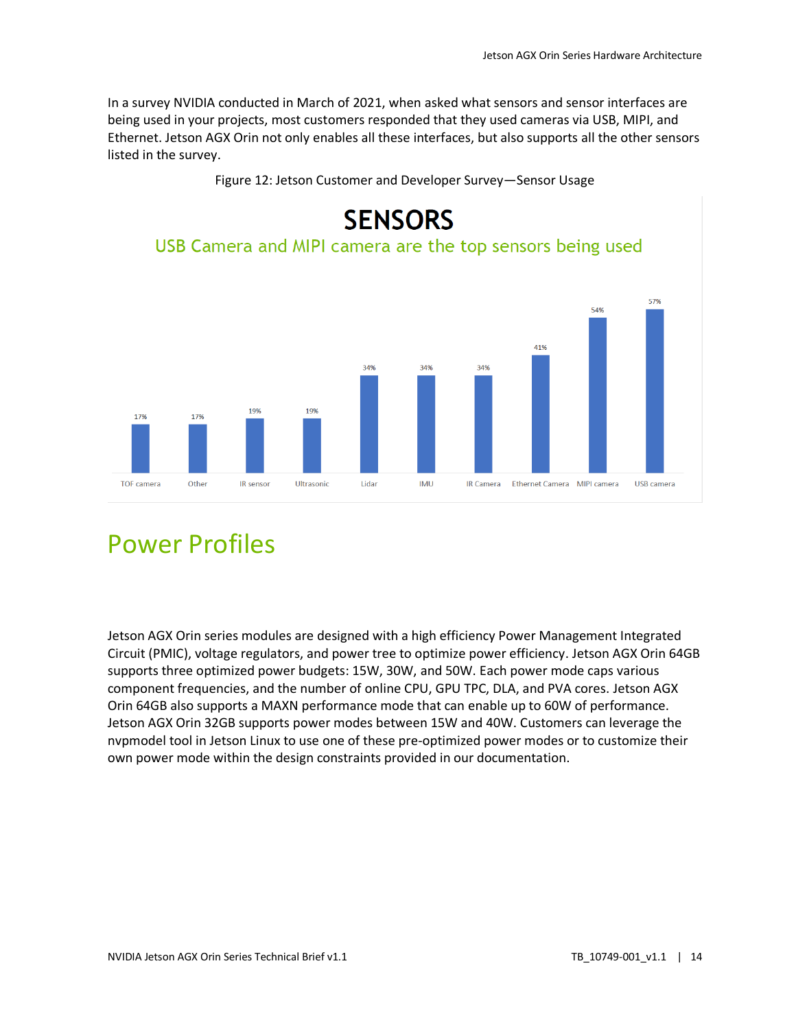In a survey NVIDIA conducted in March of 2021, when asked what sensors and sensor interfaces are being used in your projects, most customers responded that they used cameras via USB, MIPI, and Ethernet. Jetson AGX Orin not only enables all these interfaces, but also supports all the other sensors listed in the survey.

Figure 12: Jetson Customer and Developer Survey—Sensor Usage

**SENSORS**

USB Camera and MIPI camera are the top sensors being used

| Sensor | Usage |
|---|---|
| TOF camera | 17% |
| Other | 17% |
| IR sensor | 19% |
| Ultrasonic | 19% |
| Lidar | 34% |
| IMU | 34% |
| IR Camera | 34% |
| Ethernet Camera | 41% |
| MIPI camera | 54% |
| USB camera | 57% |

## Power Profiles

Jetson AGX Orin series modules are designed with a high efficiency Power Management Integrated Circuit (PMIC), voltage regulators, and power tree to optimize power efficiency. Jetson AGX Orin 64GB supports three optimized power budgets: 15W, 30W, and 50W. Each power mode caps various component frequencies, and the number of online CPU, GPU TPC, DLA, and PVA cores. Jetson AGX Orin 64GB also supports a MAXN performance mode that can enable up to 60W of performance. Jetson AGX Orin 32GB supports power modes between 15W and 40W. Customers can leverage the nvpmodel tool in Jetson Linux to use one of these pre-optimized power modes or to customize their own power mode within the design constraints provided in our documentation.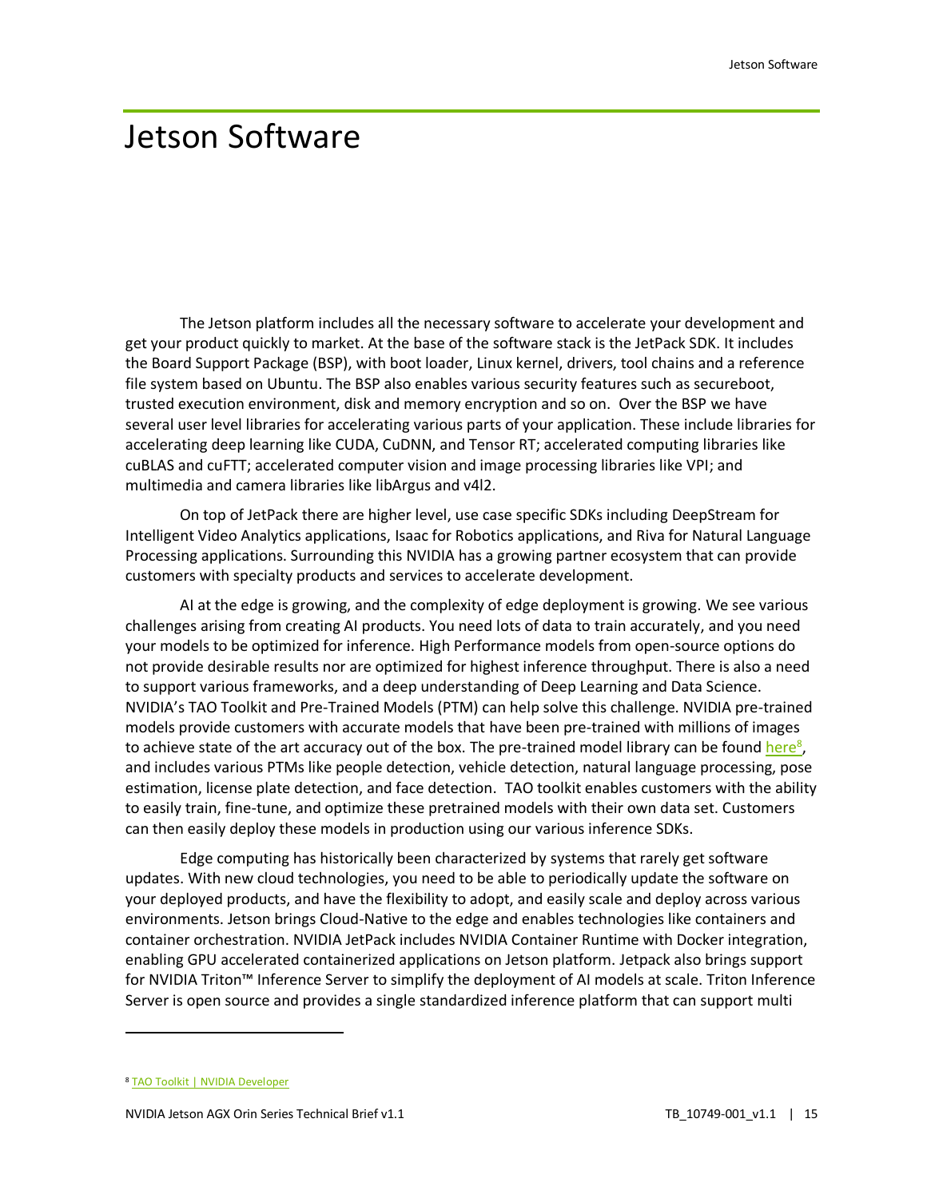# Jetson Software

The Jetson platform includes all the necessary software to accelerate your development and get your product quickly to market. At the base of the software stack is the JetPack SDK. It includes the Board Support Package (BSP), with boot loader, Linux kernel, drivers, tool chains and a reference file system based on Ubuntu. The BSP also enables various security features such as secureboot, trusted execution environment, disk and memory encryption and so on. Over the BSP we have several user level libraries for accelerating various parts of your application. These include libraries for accelerating deep learning like CUDA, CuDNN, and Tensor RT; accelerated computing libraries like cuBLAS and cuFTT; accelerated computer vision and image processing libraries like VPI; and multimedia and camera libraries like libArgus and v4l2.

On top of JetPack there are higher level, use case specific SDKs including DeepStream for Intelligent Video Analytics applications, Isaac for Robotics applications, and Riva for Natural Language Processing applications. Surrounding this NVIDIA has a growing partner ecosystem that can provide customers with specialty products and services to accelerate development.

AI at the edge is growing, and the complexity of edge deployment is growing. We see various challenges arising from creating AI products. You need lots of data to train accurately, and you need your models to be optimized for inference. High Performance models from open-source options do not provide desirable results nor are optimized for highest inference throughput. There is also a need to support various frameworks, and a deep understanding of Deep Learning and Data Science. NVIDIA's TAO Toolkit and Pre-Trained Models (PTM) can help solve this challenge. NVIDIA pre-trained models provide customers with accurate models that have been pre-trained with millions of images to achieve state of the art accuracy out of the box. The pre-trained model library can be found here[8], and includes various PTMs like people detection, vehicle detection, natural language processing, pose estimation, license plate detection, and face detection. TAO toolkit enables customers with the ability to easily train, fine-tune, and optimize these pretrained models with their own data set. Customers can then easily deploy these models in production using our various inference SDKs.

Edge computing has historically been characterized by systems that rarely get software updates. With new cloud technologies, you need to be able to periodically update the software on your deployed products, and have the flexibility to adopt, and easily scale and deploy across various environments. Jetson brings Cloud-Native to the edge and enables technologies like containers and container orchestration. NVIDIA JetPack includes NVIDIA Container Runtime with Docker integration, enabling GPU accelerated containerized applications on Jetson platform. Jetpack also brings support for NVIDIA Triton™ Inference Server to simplify the deployment of AI models at scale. Triton Inference Server is open source and provides a single standardized inference platform that can support multi

---

[8] TAO Toolkit | NVIDIA Developer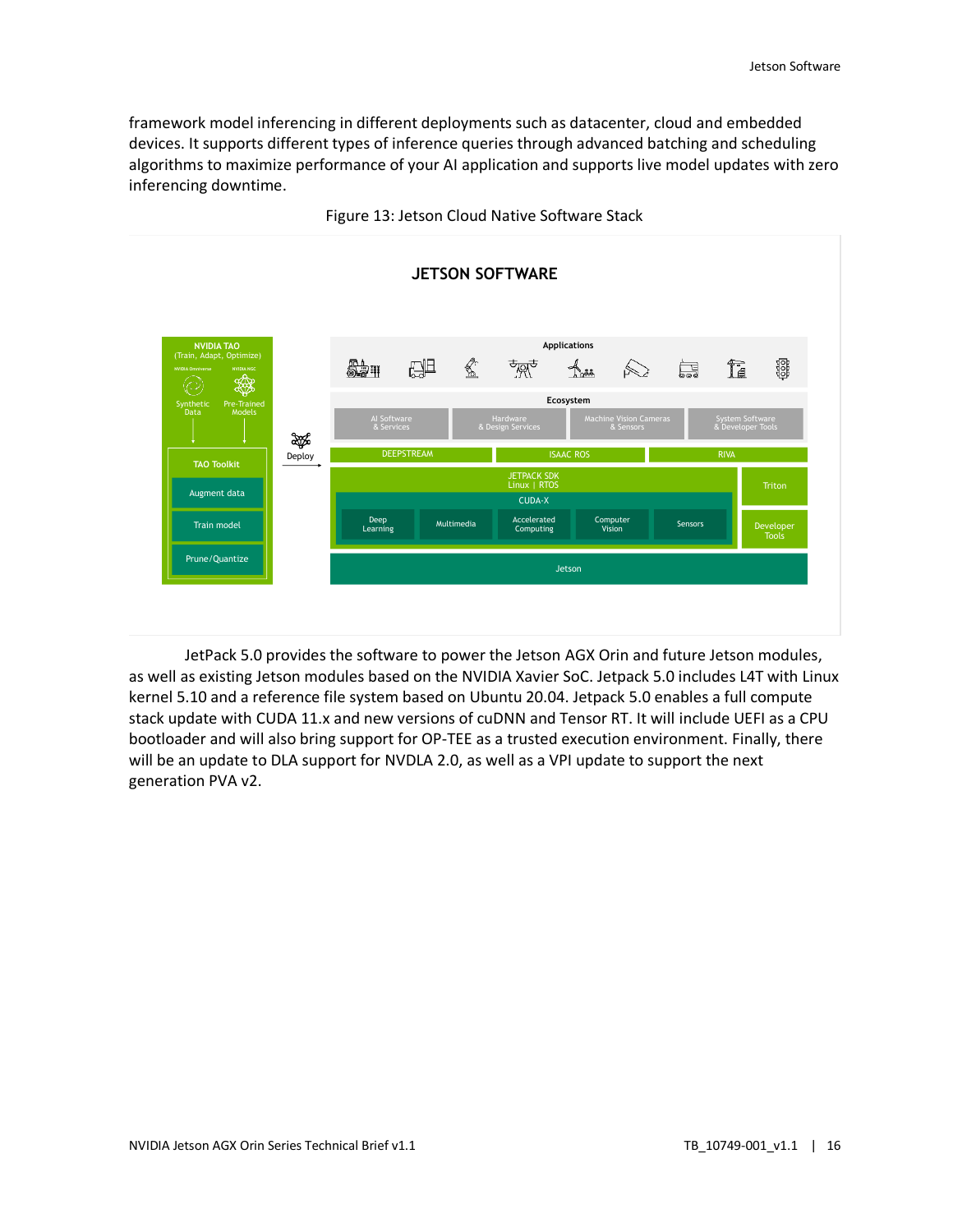framework model inferencing in different deployments such as datacenter, cloud and embedded devices. It supports different types of inference queries through advanced batching and scheduling algorithms to maximize performance of your AI application and supports live model updates with zero inferencing downtime.

Figure 13: Jetson Cloud Native Software Stack

JetPack 5.0 provides the software to power the Jetson AGX Orin and future Jetson modules, as well as existing Jetson modules based on the NVIDIA Xavier SoC. Jetpack 5.0 includes L4T with Linux kernel 5.10 and a reference file system based on Ubuntu 20.04. Jetpack 5.0 enables a full compute stack update with CUDA 11.x and new versions of cuDNN and Tensor RT. It will include UEFI as a CPU bootloader and will also bring support for OP-TEE as a trusted execution environment. Finally, there will be an update to DLA support for NVDLA 2.0, as well as a VPI update to support the next generation PVA v2.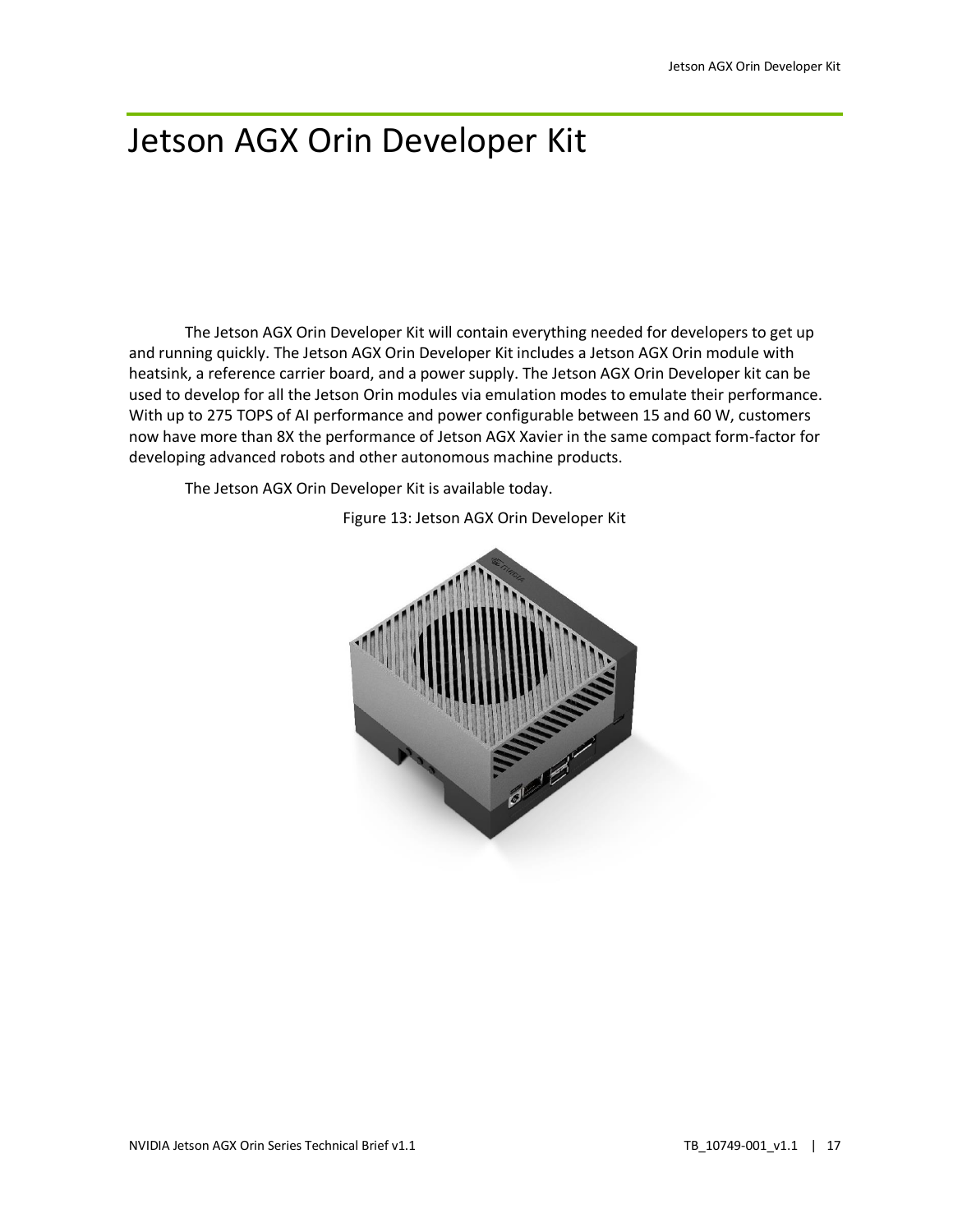# Jetson AGX Orin Developer Kit

The Jetson AGX Orin Developer Kit will contain everything needed for developers to get up and running quickly. The Jetson AGX Orin Developer Kit includes a Jetson AGX Orin module with heatsink, a reference carrier board, and a power supply. The Jetson AGX Orin Developer kit can be used to develop for all the Jetson Orin modules via emulation modes to emulate their performance. With up to 275 TOPS of AI performance and power configurable between 15 and 60 W, customers now have more than 8X the performance of Jetson AGX Xavier in the same compact form-factor for developing advanced robots and other autonomous machine products.

The Jetson AGX Orin Developer Kit is available today.

Figure 13: Jetson AGX Orin Developer Kit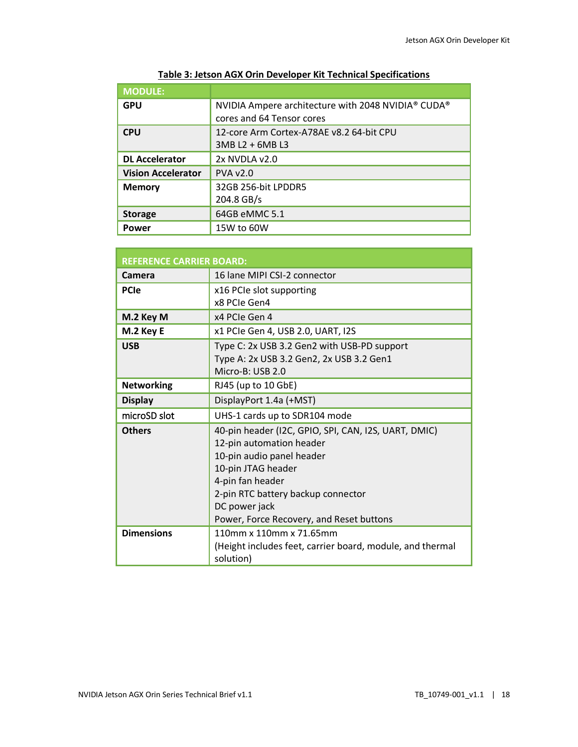**Table 3: Jetson AGX Orin Developer Kit Technical Specifications**

| MODULE: | |
|---|---|
| **GPU** | NVIDIA Ampere architecture with 2048 NVIDIA® CUDA® cores and 64 Tensor cores |
| **CPU** | 12-core Arm Cortex-A78AE v8.2 64-bit CPU<br>3MB L2 + 6MB L3 |
| **DL Accelerator** | 2x NVDLA v2.0 |
| **Vision Accelerator** | PVA v2.0 |
| **Memory** | 32GB 256-bit LPDDR5<br>204.8 GB/s |
| **Storage** | 64GB eMMC 5.1 |
| **Power** | 15W to 60W |

| REFERENCE CARRIER BOARD: | |
|---|---|
| **Camera** | 16 lane MIPI CSI-2 connector |
| **PCIe** | x16 PCIe slot supporting<br>x8 PCIe Gen4 |
| **M.2 Key M** | x4 PCIe Gen 4 |
| **M.2 Key E** | x1 PCIe Gen 4, USB 2.0, UART, I2S |
| **USB** | Type C: 2x USB 3.2 Gen2 with USB-PD support<br>Type A: 2x USB 3.2 Gen2, 2x USB 3.2 Gen1<br>Micro-B: USB 2.0 |
| **Networking** | RJ45 (up to 10 GbE) |
| **Display** | DisplayPort 1.4a (+MST) |
| microSD slot | UHS-1 cards up to SDR104 mode |
| **Others** | 40-pin header (I2C, GPIO, SPI, CAN, I2S, UART, DMIC)<br>12-pin automation header<br>10-pin audio panel header<br>10-pin JTAG header<br>4-pin fan header<br>2-pin RTC battery backup connector<br>DC power jack<br>Power, Force Recovery, and Reset buttons |
| **Dimensions** | 110mm x 110mm x 71.65mm<br>(Height includes feet, carrier board, module, and thermal solution) |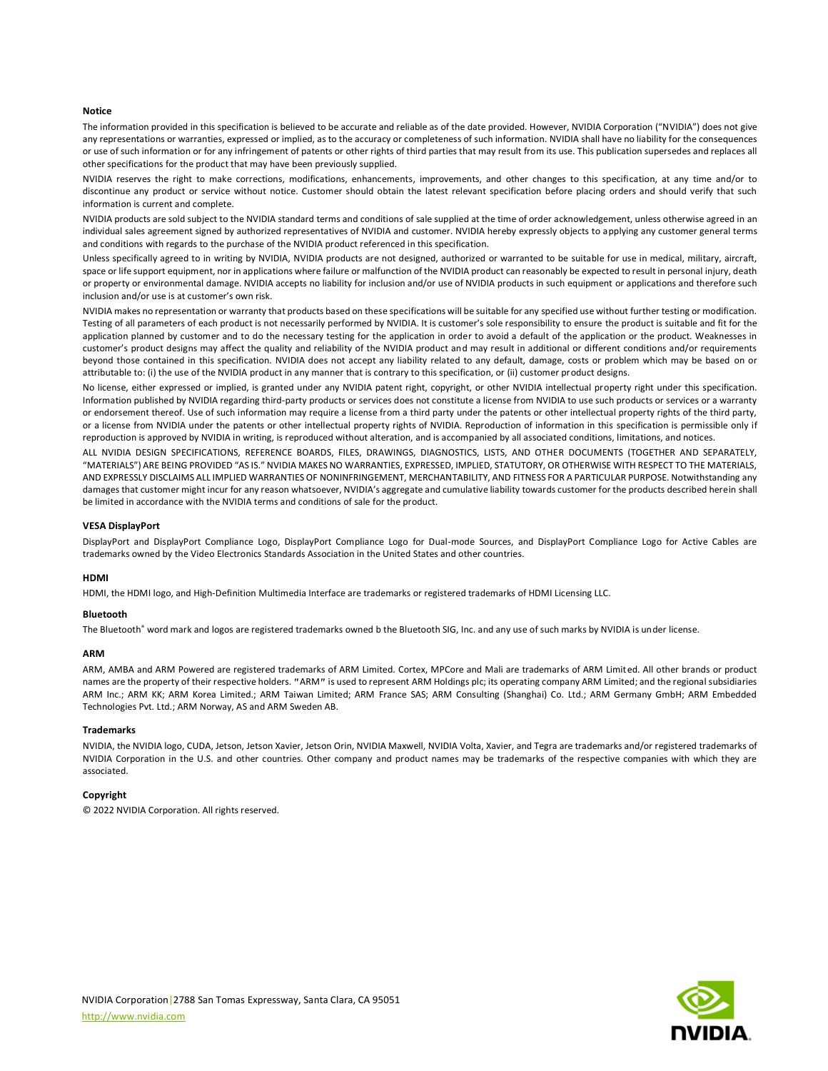### Notice

The information provided in this specification is believed to be accurate and reliable as of the date provided. However, NVIDIA Corporation ("NVIDIA") does not give any representations or warranties, expressed or implied, as to the accuracy or completeness of such information. NVIDIA shall have no liability for the consequences or use of such information or for any infringement of patents or other rights of third parties that may result from its use. This publication supersedes and replaces all other specifications for the product that may have been previously supplied.

NVIDIA reserves the right to make corrections, modifications, enhancements, improvements, and other changes to this specification, at any time and/or to discontinue any product or service without notice. Customer should obtain the latest relevant specification before placing orders and should verify that such information is current and complete.

NVIDIA products are sold subject to the NVIDIA standard terms and conditions of sale supplied at the time of order acknowledgement, unless otherwise agreed in an individual sales agreement signed by authorized representatives of NVIDIA and customer. NVIDIA hereby expressly objects to applying any customer general terms and conditions with regards to the purchase of the NVIDIA product referenced in this specification.

Unless specifically agreed to in writing by NVIDIA, NVIDIA products are not designed, authorized or warranted to be suitable for use in medical, military, aircraft, space or life support equipment, nor in applications where failure or malfunction of the NVIDIA product can reasonably be expected to result in personal injury, death or property or environmental damage. NVIDIA accepts no liability for inclusion and/or use of NVIDIA products in such equipment or applications and therefore such inclusion and/or use is at customer's own risk.

NVIDIA makes no representation or warranty that products based on these specifications will be suitable for any specified use without further testing or modification. Testing of all parameters of each product is not necessarily performed by NVIDIA. It is customer's sole responsibility to ensure the product is suitable and fit for the application planned by customer and to do the necessary testing for the application in order to avoid a default of the application or the product. Weaknesses in customer's product designs may affect the quality and reliability of the NVIDIA product and may result in additional or different conditions and/or requirements beyond those contained in this specification. NVIDIA does not accept any liability related to any default, damage, costs or problem which may be based on or attributable to: (i) the use of the NVIDIA product in any manner that is contrary to this specification, or (ii) customer product designs.

No license, either expressed or implied, is granted under any NVIDIA patent right, copyright, or other NVIDIA intellectual property right under this specification. Information published by NVIDIA regarding third-party products or services does not constitute a license from NVIDIA to use such products or services or a warranty or endorsement thereof. Use of such information may require a license from a third party under the patents or other intellectual property rights of the third party, or a license from NVIDIA under the patents or other intellectual property rights of NVIDIA. Reproduction of information in this specification is permissible only if reproduction is approved by NVIDIA in writing, is reproduced without alteration, and is accompanied by all associated conditions, limitations, and notices.

ALL NVIDIA DESIGN SPECIFICATIONS, REFERENCE BOARDS, FILES, DRAWINGS, DIAGNOSTICS, LISTS, AND OTHER DOCUMENTS (TOGETHER AND SEPARATELY, "MATERIALS") ARE BEING PROVIDED "AS IS." NVIDIA MAKES NO WARRANTIES, EXPRESSED, IMPLIED, STATUTORY, OR OTHERWISE WITH RESPECT TO THE MATERIALS, AND EXPRESSLY DISCLAIMS ALL IMPLIED WARRANTIES OF NONINFRINGEMENT, MERCHANTABILITY, AND FITNESS FOR A PARTICULAR PURPOSE. Notwithstanding any damages that customer might incur for any reason whatsoever, NVIDIA's aggregate and cumulative liability towards customer for the products described herein shall be limited in accordance with the NVIDIA terms and conditions of sale for the product.

### VESA DisplayPort

DisplayPort and DisplayPort Compliance Logo, DisplayPort Compliance Logo for Dual-mode Sources, and DisplayPort Compliance Logo for Active Cables are trademarks owned by the Video Electronics Standards Association in the United States and other countries.

### HDMI

HDMI, the HDMI logo, and High-Definition Multimedia Interface are trademarks or registered trademarks of HDMI Licensing LLC.

### Bluetooth

The Bluetooth® word mark and logos are registered trademarks owned b the Bluetooth SIG, Inc. and any use of such marks by NVIDIA is under license.

### ARM

ARM, AMBA and ARM Powered are registered trademarks of ARM Limited. Cortex, MPCore and Mali are trademarks of ARM Limited. All other brands or product names are the property of their respective holders. "ARM" is used to represent ARM Holdings plc; its operating company ARM Limited; and the regional subsidiaries ARM Inc.; ARM KK; ARM Korea Limited.; ARM Taiwan Limited; ARM France SAS; ARM Consulting (Shanghai) Co. Ltd.; ARM Germany GmbH; ARM Embedded Technologies Pvt. Ltd.; ARM Norway, AS and ARM Sweden AB.

### Trademarks

NVIDIA, the NVIDIA logo, CUDA, Jetson, Jetson Xavier, Jetson Orin, NVIDIA Maxwell, NVIDIA Volta, Xavier, and Tegra are trademarks and/or registered trademarks of NVIDIA Corporation in the U.S. and other countries. Other company and product names may be trademarks of the respective companies with which they are associated.

### Copyright

© 2022 NVIDIA Corporation. All rights reserved.

NVIDIA Corporation | 2788 San Tomas Expressway, Santa Clara, CA 95051

http://www.nvidia.com